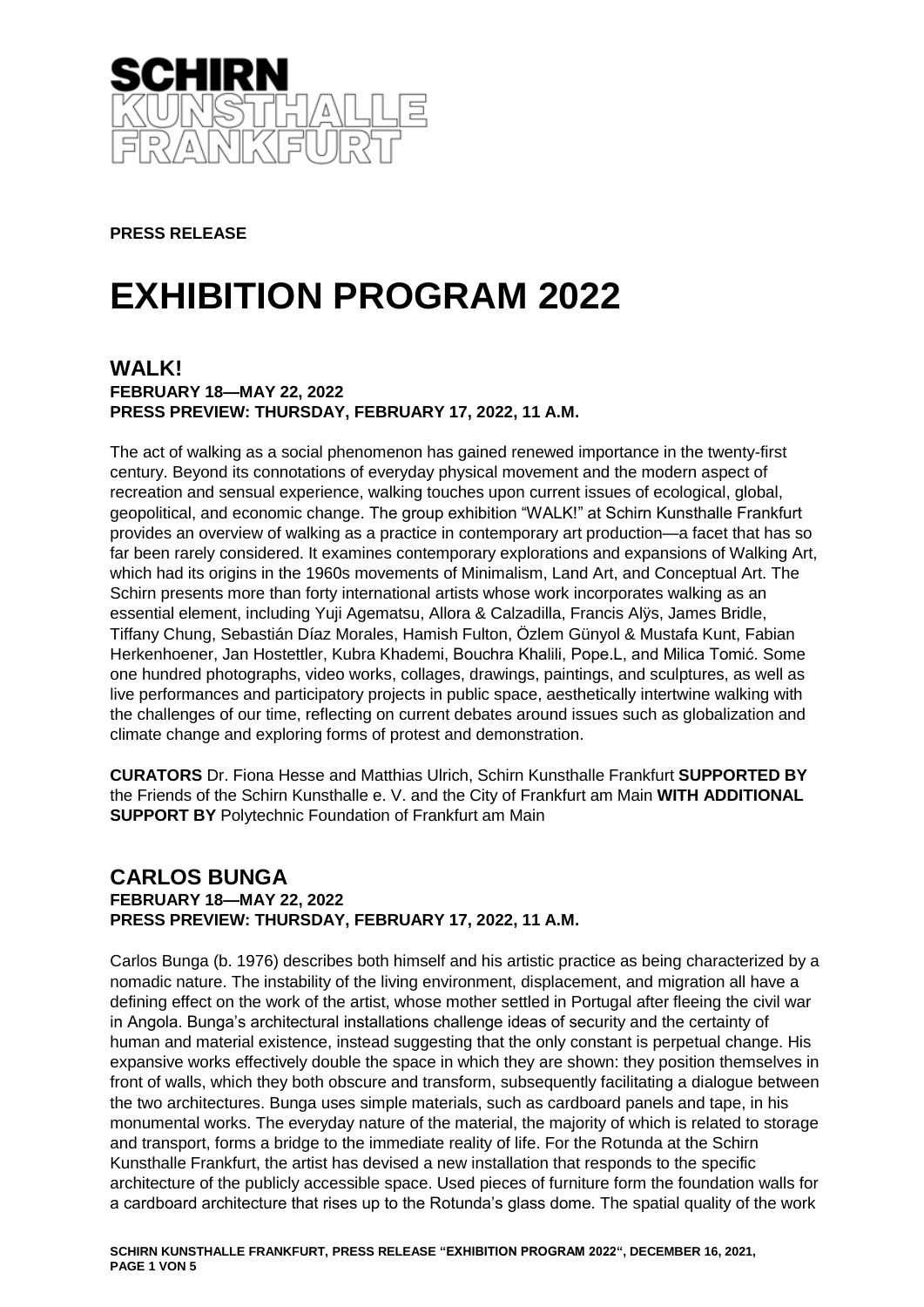**SCHIRN KUNSTHALLE FRANKFURT**

**PRESS RELEASE**

# EXHIBITION PROGRAM 2022

## WALK!

**FEBRUARY 18—MAY 22, 2022**
**PRESS PREVIEW: THURSDAY, FEBRUARY 17, 2022, 11 A.M.**

The act of walking as a social phenomenon has gained renewed importance in the twenty-first century. Beyond its connotations of everyday physical movement and the modern aspect of recreation and sensual experience, walking touches upon current issues of ecological, global, geopolitical, and economic change. The group exhibition "WALK!" at Schirn Kunsthalle Frankfurt provides an overview of walking as a practice in contemporary art production—a facet that has so far been rarely considered. It examines contemporary explorations and expansions of Walking Art, which had its origins in the 1960s movements of Minimalism, Land Art, and Conceptual Art. The Schirn presents more than forty international artists whose work incorporates walking as an essential element, including Yuji Agematsu, Allora & Calzadilla, Francis Alÿs, James Bridle, Tiffany Chung, Sebastián Díaz Morales, Hamish Fulton, Özlem Günyol & Mustafa Kunt, Fabian Herkenhoener, Jan Hostettler, Kubra Khademi, Bouchra Khalili, Pope.L, and Milica Tomić. Some one hundred photographs, video works, collages, drawings, paintings, and sculptures, as well as live performances and participatory projects in public space, aesthetically intertwine walking with the challenges of our time, reflecting on current debates around issues such as globalization and climate change and exploring forms of protest and demonstration.

**CURATORS** Dr. Fiona Hesse and Matthias Ulrich, Schirn Kunsthalle Frankfurt **SUPPORTED BY** the Friends of the Schirn Kunsthalle e. V. and the City of Frankfurt am Main **WITH ADDITIONAL SUPPORT BY** Polytechnic Foundation of Frankfurt am Main

## CARLOS BUNGA

**FEBRUARY 18—MAY 22, 2022**
**PRESS PREVIEW: THURSDAY, FEBRUARY 17, 2022, 11 A.M.**

Carlos Bunga (b. 1976) describes both himself and his artistic practice as being characterized by a nomadic nature. The instability of the living environment, displacement, and migration all have a defining effect on the work of the artist, whose mother settled in Portugal after fleeing the civil war in Angola. Bunga's architectural installations challenge ideas of security and the certainty of human and material existence, instead suggesting that the only constant is perpetual change. His expansive works effectively double the space in which they are shown: they position themselves in front of walls, which they both obscure and transform, subsequently facilitating a dialogue between the two architectures. Bunga uses simple materials, such as cardboard panels and tape, in his monumental works. The everyday nature of the material, the majority of which is related to storage and transport, forms a bridge to the immediate reality of life. For the Rotunda at the Schirn Kunsthalle Frankfurt, the artist has devised a new installation that responds to the specific architecture of the publicly accessible space. Used pieces of furniture form the foundation walls for a cardboard architecture that rises up to the Rotunda's glass dome. The spatial quality of the work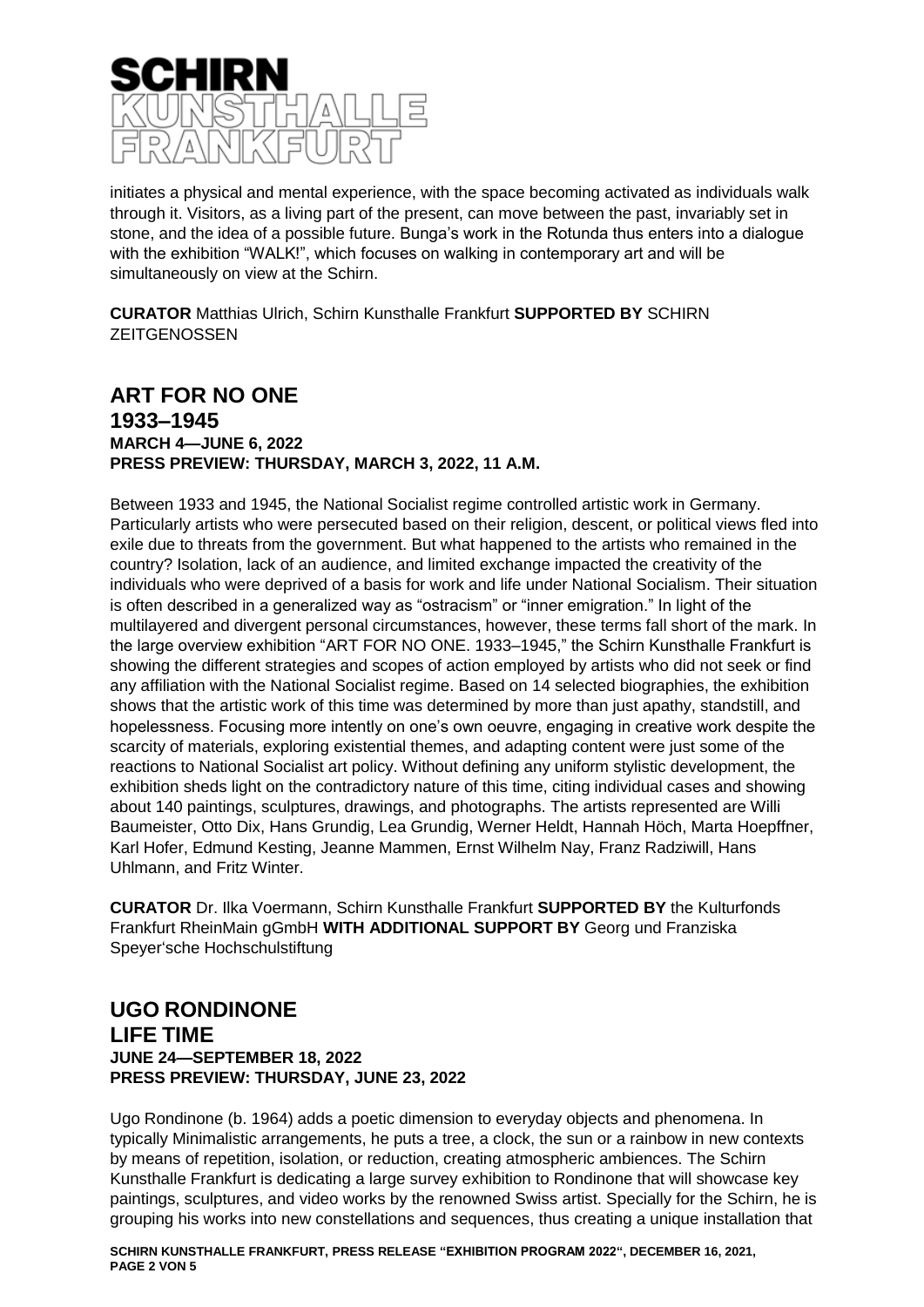initiates a physical and mental experience, with the space becoming activated as individuals walk through it. Visitors, as a living part of the present, can move between the past, invariably set in stone, and the idea of a possible future. Bunga's work in the Rotunda thus enters into a dialogue with the exhibition "WALK!", which focuses on walking in contemporary art and will be simultaneously on view at the Schirn.

**CURATOR** Matthias Ulrich, Schirn Kunsthalle Frankfurt **SUPPORTED BY** SCHIRN ZEITGENOSSEN

## ART FOR NO ONE
## 1933–1945

**MARCH 4—JUNE 6, 2022**
**PRESS PREVIEW: THURSDAY, MARCH 3, 2022, 11 A.M.**

Between 1933 and 1945, the National Socialist regime controlled artistic work in Germany. Particularly artists who were persecuted based on their religion, descent, or political views fled into exile due to threats from the government. But what happened to the artists who remained in the country? Isolation, lack of an audience, and limited exchange impacted the creativity of the individuals who were deprived of a basis for work and life under National Socialism. Their situation is often described in a generalized way as "ostracism" or "inner emigration." In light of the multilayered and divergent personal circumstances, however, these terms fall short of the mark. In the large overview exhibition "ART FOR NO ONE. 1933–1945," the Schirn Kunsthalle Frankfurt is showing the different strategies and scopes of action employed by artists who did not seek or find any affiliation with the National Socialist regime. Based on 14 selected biographies, the exhibition shows that the artistic work of this time was determined by more than just apathy, standstill, and hopelessness. Focusing more intently on one's own oeuvre, engaging in creative work despite the scarcity of materials, exploring existential themes, and adapting content were just some of the reactions to National Socialist art policy. Without defining any uniform stylistic development, the exhibition sheds light on the contradictory nature of this time, citing individual cases and showing about 140 paintings, sculptures, drawings, and photographs. The artists represented are Willi Baumeister, Otto Dix, Hans Grundig, Lea Grundig, Werner Heldt, Hannah Höch, Marta Hoepffner, Karl Hofer, Edmund Kesting, Jeanne Mammen, Ernst Wilhelm Nay, Franz Radziwill, Hans Uhlmann, and Fritz Winter.

**CURATOR** Dr. Ilka Voermann, Schirn Kunsthalle Frankfurt **SUPPORTED BY** the Kulturfonds Frankfurt RheinMain gGmbH **WITH ADDITIONAL SUPPORT BY** Georg und Franziska Speyer'sche Hochschulstiftung

## UGO RONDINONE
## LIFE TIME

**JUNE 24—SEPTEMBER 18, 2022**
**PRESS PREVIEW: THURSDAY, JUNE 23, 2022**

Ugo Rondinone (b. 1964) adds a poetic dimension to everyday objects and phenomena. In typically Minimalistic arrangements, he puts a tree, a clock, the sun or a rainbow in new contexts by means of repetition, isolation, or reduction, creating atmospheric ambiences. The Schirn Kunsthalle Frankfurt is dedicating a large survey exhibition to Rondinone that will showcase key paintings, sculptures, and video works by the renowned Swiss artist. Specially for the Schirn, he is grouping his works into new constellations and sequences, thus creating a unique installation that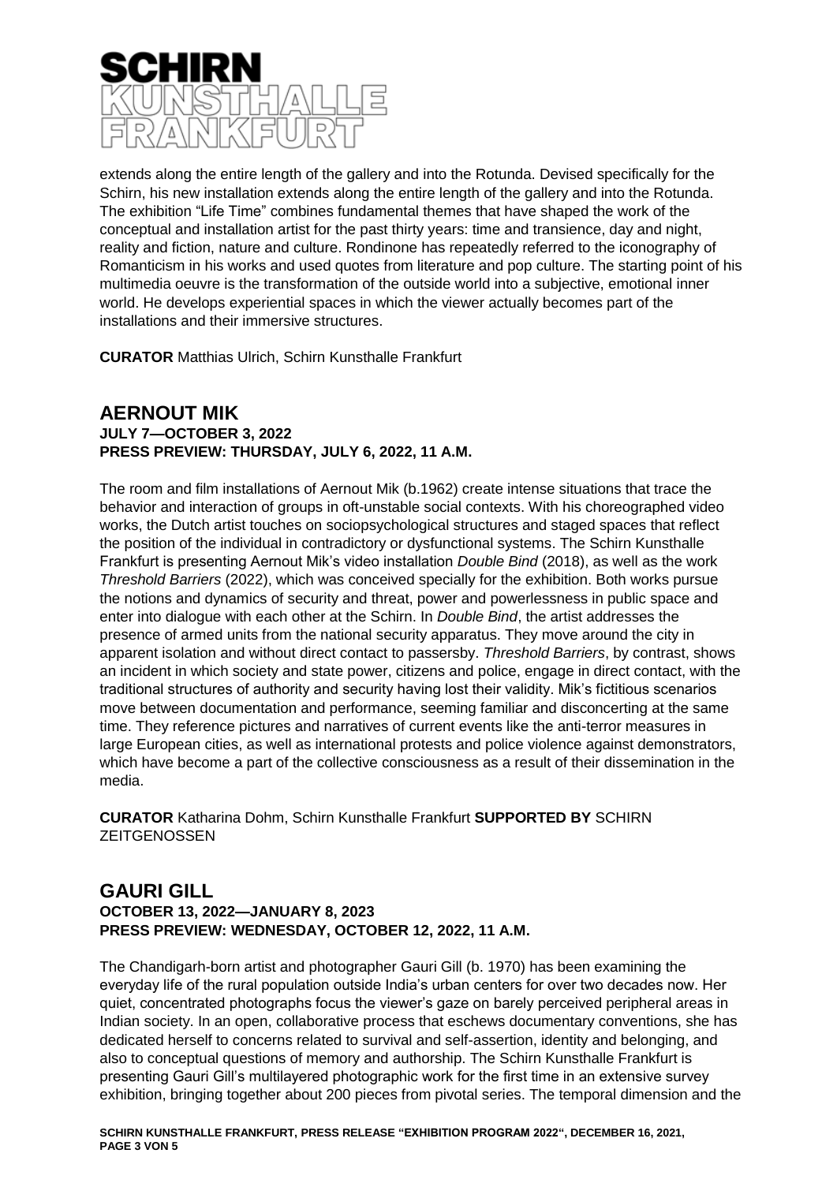extends along the entire length of the gallery and into the Rotunda. Devised specifically for the Schirn, his new installation extends along the entire length of the gallery and into the Rotunda. The exhibition "Life Time" combines fundamental themes that have shaped the work of the conceptual and installation artist for the past thirty years: time and transience, day and night, reality and fiction, nature and culture. Rondinone has repeatedly referred to the iconography of Romanticism in his works and used quotes from literature and pop culture. The starting point of his multimedia oeuvre is the transformation of the outside world into a subjective, emotional inner world. He develops experiential spaces in which the viewer actually becomes part of the installations and their immersive structures.

**CURATOR** Matthias Ulrich, Schirn Kunsthalle Frankfurt

## AERNOUT MIK

**JULY 7—OCTOBER 3, 2022**
**PRESS PREVIEW: THURSDAY, JULY 6, 2022, 11 A.M.**

The room and film installations of Aernout Mik (b.1962) create intense situations that trace the behavior and interaction of groups in oft-unstable social contexts. With his choreographed video works, the Dutch artist touches on sociopsychological structures and staged spaces that reflect the position of the individual in contradictory or dysfunctional systems. The Schirn Kunsthalle Frankfurt is presenting Aernout Mik's video installation *Double Bind* (2018), as well as the work *Threshold Barriers* (2022), which was conceived specially for the exhibition. Both works pursue the notions and dynamics of security and threat, power and powerlessness in public space and enter into dialogue with each other at the Schirn. In *Double Bind*, the artist addresses the presence of armed units from the national security apparatus. They move around the city in apparent isolation and without direct contact to passersby. *Threshold Barriers*, by contrast, shows an incident in which society and state power, citizens and police, engage in direct contact, with the traditional structures of authority and security having lost their validity. Mik's fictitious scenarios move between documentation and performance, seeming familiar and disconcerting at the same time. They reference pictures and narratives of current events like the anti-terror measures in large European cities, as well as international protests and police violence against demonstrators, which have become a part of the collective consciousness as a result of their dissemination in the media.

**CURATOR** Katharina Dohm, Schirn Kunsthalle Frankfurt **SUPPORTED BY** SCHIRN ZEITGENOSSEN

## GAURI GILL

**OCTOBER 13, 2022—JANUARY 8, 2023**
**PRESS PREVIEW: WEDNESDAY, OCTOBER 12, 2022, 11 A.M.**

The Chandigarh-born artist and photographer Gauri Gill (b. 1970) has been examining the everyday life of the rural population outside India's urban centers for over two decades now. Her quiet, concentrated photographs focus the viewer's gaze on barely perceived peripheral areas in Indian society. In an open, collaborative process that eschews documentary conventions, she has dedicated herself to concerns related to survival and self-assertion, identity and belonging, and also to conceptual questions of memory and authorship. The Schirn Kunsthalle Frankfurt is presenting Gauri Gill's multilayered photographic work for the first time in an extensive survey exhibition, bringing together about 200 pieces from pivotal series. The temporal dimension and the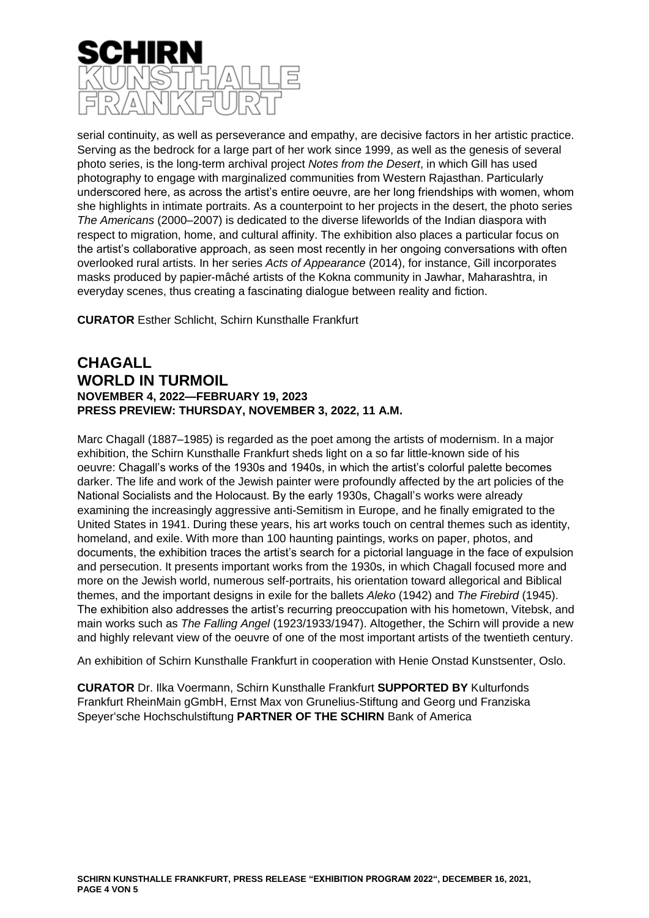serial continuity, as well as perseverance and empathy, are decisive factors in her artistic practice. Serving as the bedrock for a large part of her work since 1999, as well as the genesis of several photo series, is the long-term archival project *Notes from the Desert*, in which Gill has used photography to engage with marginalized communities from Western Rajasthan. Particularly underscored here, as across the artist's entire oeuvre, are her long friendships with women, whom she highlights in intimate portraits. As a counterpoint to her projects in the desert, the photo series *The Americans* (2000–2007) is dedicated to the diverse lifeworlds of the Indian diaspora with respect to migration, home, and cultural affinity. The exhibition also places a particular focus on the artist's collaborative approach, as seen most recently in her ongoing conversations with often overlooked rural artists. In her series *Acts of Appearance* (2014), for instance, Gill incorporates masks produced by papier-mâché artists of the Kokna community in Jawhar, Maharashtra, in everyday scenes, thus creating a fascinating dialogue between reality and fiction.

**CURATOR** Esther Schlicht, Schirn Kunsthalle Frankfurt

## CHAGALL
## WORLD IN TURMOIL

**NOVEMBER 4, 2022—FEBRUARY 19, 2023**
**PRESS PREVIEW: THURSDAY, NOVEMBER 3, 2022, 11 A.M.**

Marc Chagall (1887–1985) is regarded as the poet among the artists of modernism. In a major exhibition, the Schirn Kunsthalle Frankfurt sheds light on a so far little-known side of his oeuvre: Chagall's works of the 1930s and 1940s, in which the artist's colorful palette becomes darker. The life and work of the Jewish painter were profoundly affected by the art policies of the National Socialists and the Holocaust. By the early 1930s, Chagall's works were already examining the increasingly aggressive anti-Semitism in Europe, and he finally emigrated to the United States in 1941. During these years, his art works touch on central themes such as identity, homeland, and exile. With more than 100 haunting paintings, works on paper, photos, and documents, the exhibition traces the artist's search for a pictorial language in the face of expulsion and persecution. It presents important works from the 1930s, in which Chagall focused more and more on the Jewish world, numerous self-portraits, his orientation toward allegorical and Biblical themes, and the important designs in exile for the ballets *Aleko* (1942) and *The Firebird* (1945). The exhibition also addresses the artist's recurring preoccupation with his hometown, Vitebsk, and main works such as *The Falling Angel* (1923/1933/1947). Altogether, the Schirn will provide a new and highly relevant view of the oeuvre of one of the most important artists of the twentieth century.

An exhibition of Schirn Kunsthalle Frankfurt in cooperation with Henie Onstad Kunstsenter, Oslo.

**CURATOR** Dr. Ilka Voermann, Schirn Kunsthalle Frankfurt **SUPPORTED BY** Kulturfonds Frankfurt RheinMain gGmbH, Ernst Max von Grunelius-Stiftung and Georg und Franziska Speyer'sche Hochschulstiftung **PARTNER OF THE SCHIRN** Bank of America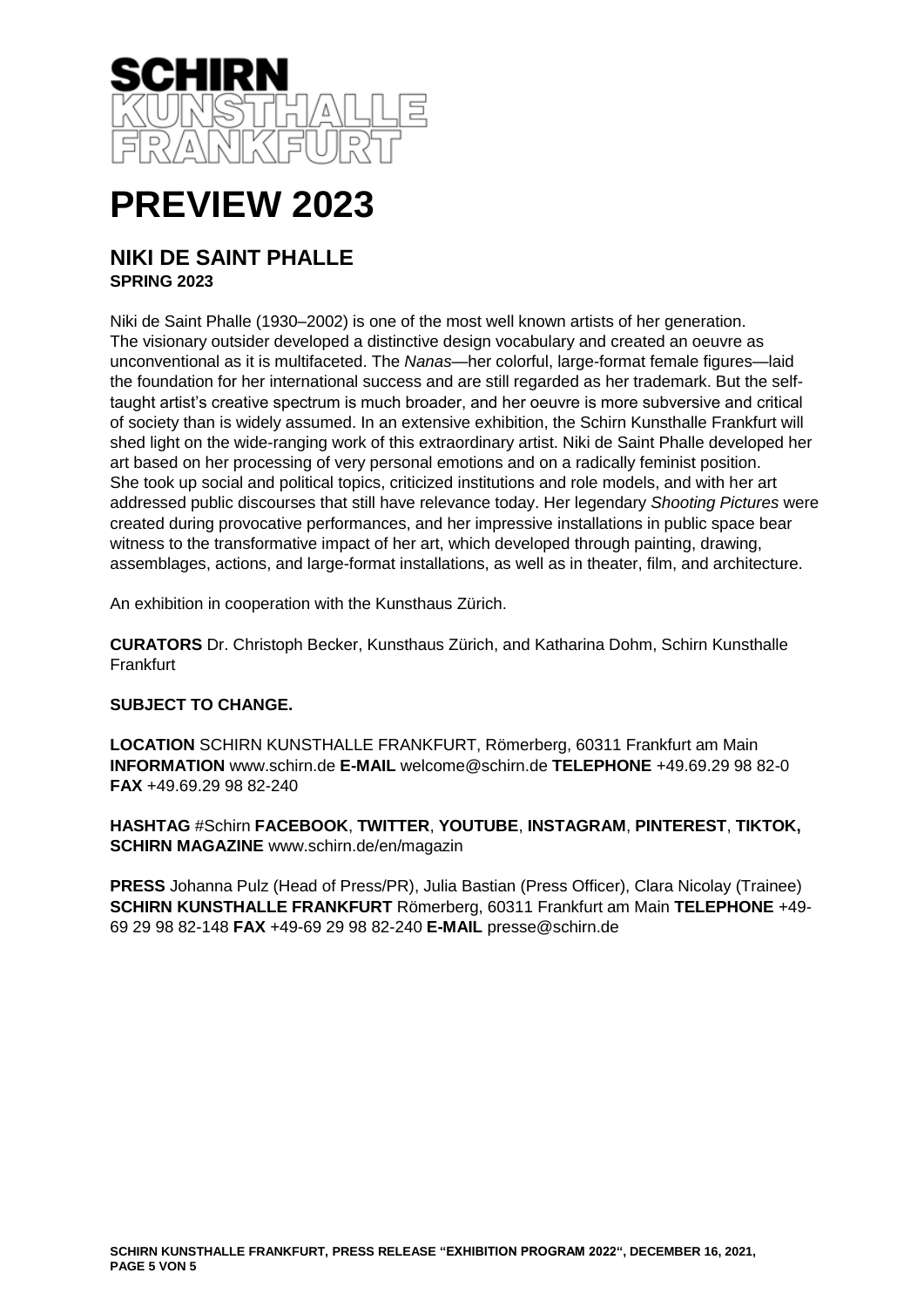# SCHIRN KUNSTHALLE FRANKFURT

# PREVIEW 2023

## NIKI DE SAINT PHALLE
**SPRING 2023**

Niki de Saint Phalle (1930–2002) is one of the most well known artists of her generation. The visionary outsider developed a distinctive design vocabulary and created an oeuvre as unconventional as it is multifaceted. The *Nanas*—her colorful, large-format female figures—laid the foundation for her international success and are still regarded as her trademark. But the self-taught artist's creative spectrum is much broader, and her oeuvre is more subversive and critical of society than is widely assumed. In an extensive exhibition, the Schirn Kunsthalle Frankfurt will shed light on the wide-ranging work of this extraordinary artist. Niki de Saint Phalle developed her art based on her processing of very personal emotions and on a radically feminist position. She took up social and political topics, criticized institutions and role models, and with her art addressed public discourses that still have relevance today. Her legendary *Shooting Pictures* were created during provocative performances, and her impressive installations in public space bear witness to the transformative impact of her art, which developed through painting, drawing, assemblages, actions, and large-format installations, as well as in theater, film, and architecture.

An exhibition in cooperation with the Kunsthaus Zürich.

**CURATORS** Dr. Christoph Becker, Kunsthaus Zürich, and Katharina Dohm, Schirn Kunsthalle Frankfurt

**SUBJECT TO CHANGE.**

**LOCATION** SCHIRN KUNSTHALLE FRANKFURT, Römerberg, 60311 Frankfurt am Main
**INFORMATION** www.schirn.de **E-MAIL** welcome@schirn.de **TELEPHONE** +49.69.29 98 82-0
**FAX** +49.69.29 98 82-240

**HASHTAG** #Schirn **FACEBOOK**, **TWITTER**, **YOUTUBE**, **INSTAGRAM**, **PINTEREST**, **TIKTOK**, **SCHIRN MAGAZINE** www.schirn.de/en/magazin

**PRESS** Johanna Pulz (Head of Press/PR), Julia Bastian (Press Officer), Clara Nicolay (Trainee)
**SCHIRN KUNSTHALLE FRANKFURT** Römerberg, 60311 Frankfurt am Main **TELEPHONE** +49-69 29 98 82-148 **FAX** +49-69 29 98 82-240 **E-MAIL** presse@schirn.de